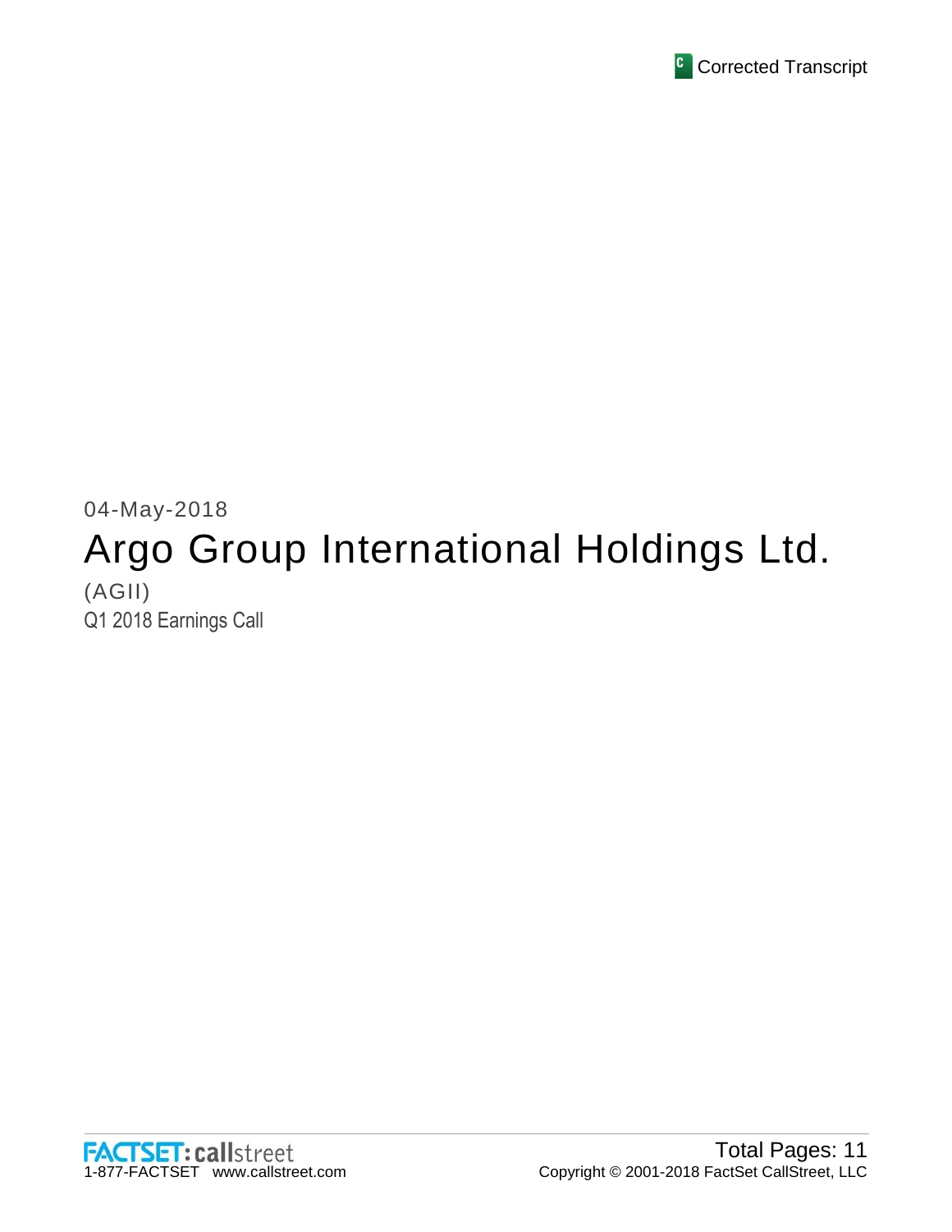Corrected Transcript

04-May-2018

# Argo Group International Holdings Ltd.

(AGII)

Q1 2018 Earnings Call

FACTSET: callstreet
1-877-FACTSET www.callstreet.com

Total Pages: 11
Copyright © 2001-2018 FactSet CallStreet, LLC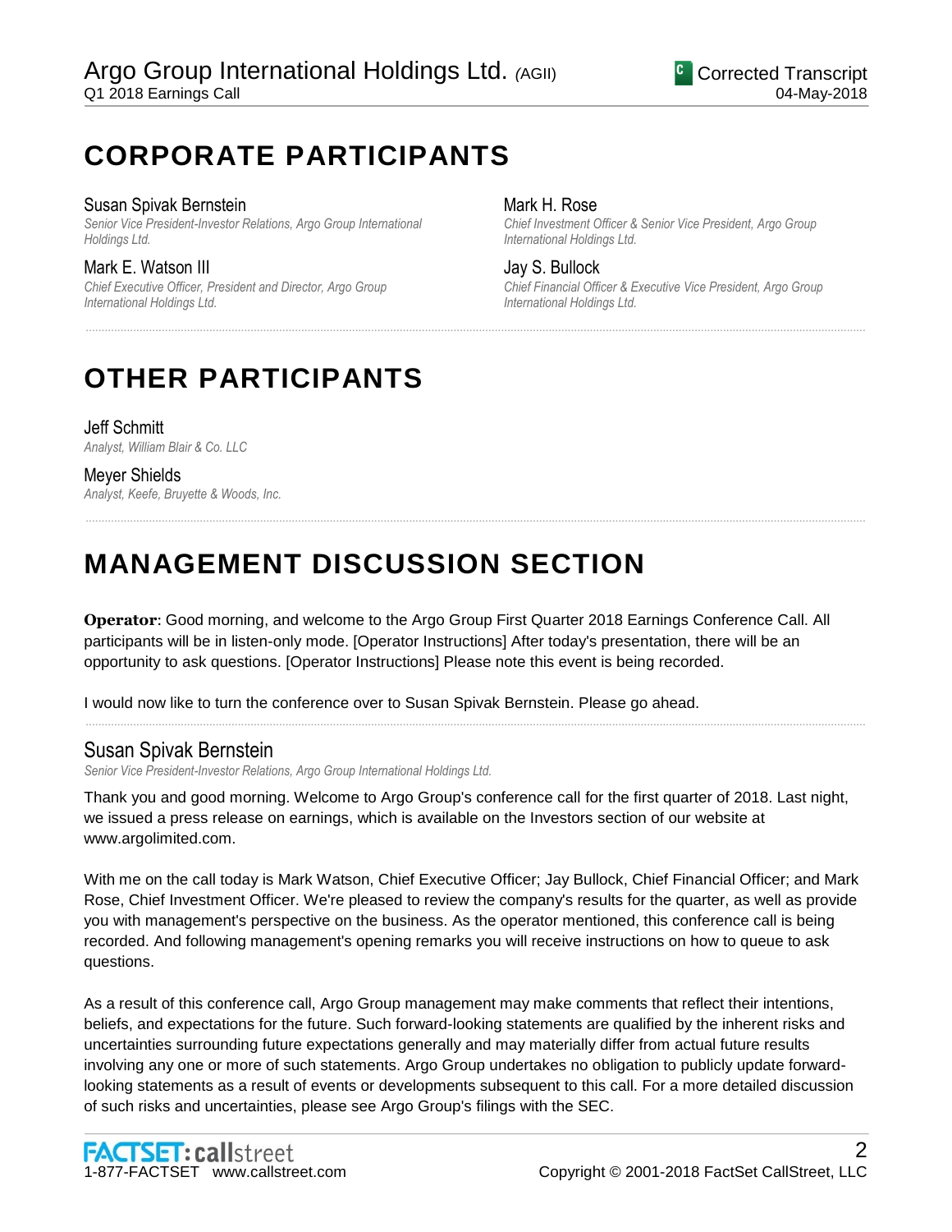# CORPORATE PARTICIPANTS

Susan Spivak Bernstein
*Senior Vice President-Investor Relations, Argo Group International Holdings Ltd.*

Mark E. Watson III
*Chief Executive Officer, President and Director, Argo Group International Holdings Ltd.*

Mark H. Rose
*Chief Investment Officer & Senior Vice President, Argo Group International Holdings Ltd.*

Jay S. Bullock
*Chief Financial Officer & Executive Vice President, Argo Group International Holdings Ltd.*

# OTHER PARTICIPANTS

Jeff Schmitt
*Analyst, William Blair & Co. LLC*

Meyer Shields
*Analyst, Keefe, Bruyette & Woods, Inc.*

# MANAGEMENT DISCUSSION SECTION

**Operator**: Good morning, and welcome to the Argo Group First Quarter 2018 Earnings Conference Call. All participants will be in listen-only mode. [Operator Instructions] After today's presentation, there will be an opportunity to ask questions. [Operator Instructions] Please note this event is being recorded.

I would now like to turn the conference over to Susan Spivak Bernstein. Please go ahead.

## Susan Spivak Bernstein

*Senior Vice President-Investor Relations, Argo Group International Holdings Ltd.*

Thank you and good morning. Welcome to Argo Group's conference call for the first quarter of 2018. Last night, we issued a press release on earnings, which is available on the Investors section of our website at www.argolimited.com.

With me on the call today is Mark Watson, Chief Executive Officer; Jay Bullock, Chief Financial Officer; and Mark Rose, Chief Investment Officer. We're pleased to review the company's results for the quarter, as well as provide you with management's perspective on the business. As the operator mentioned, this conference call is being recorded. And following management's opening remarks you will receive instructions on how to queue to ask questions.

As a result of this conference call, Argo Group management may make comments that reflect their intentions, beliefs, and expectations for the future. Such forward-looking statements are qualified by the inherent risks and uncertainties surrounding future expectations generally and may materially differ from actual future results involving any one or more of such statements. Argo Group undertakes no obligation to publicly update forward-looking statements as a result of events or developments subsequent to this call. For a more detailed discussion of such risks and uncertainties, please see Argo Group's filings with the SEC.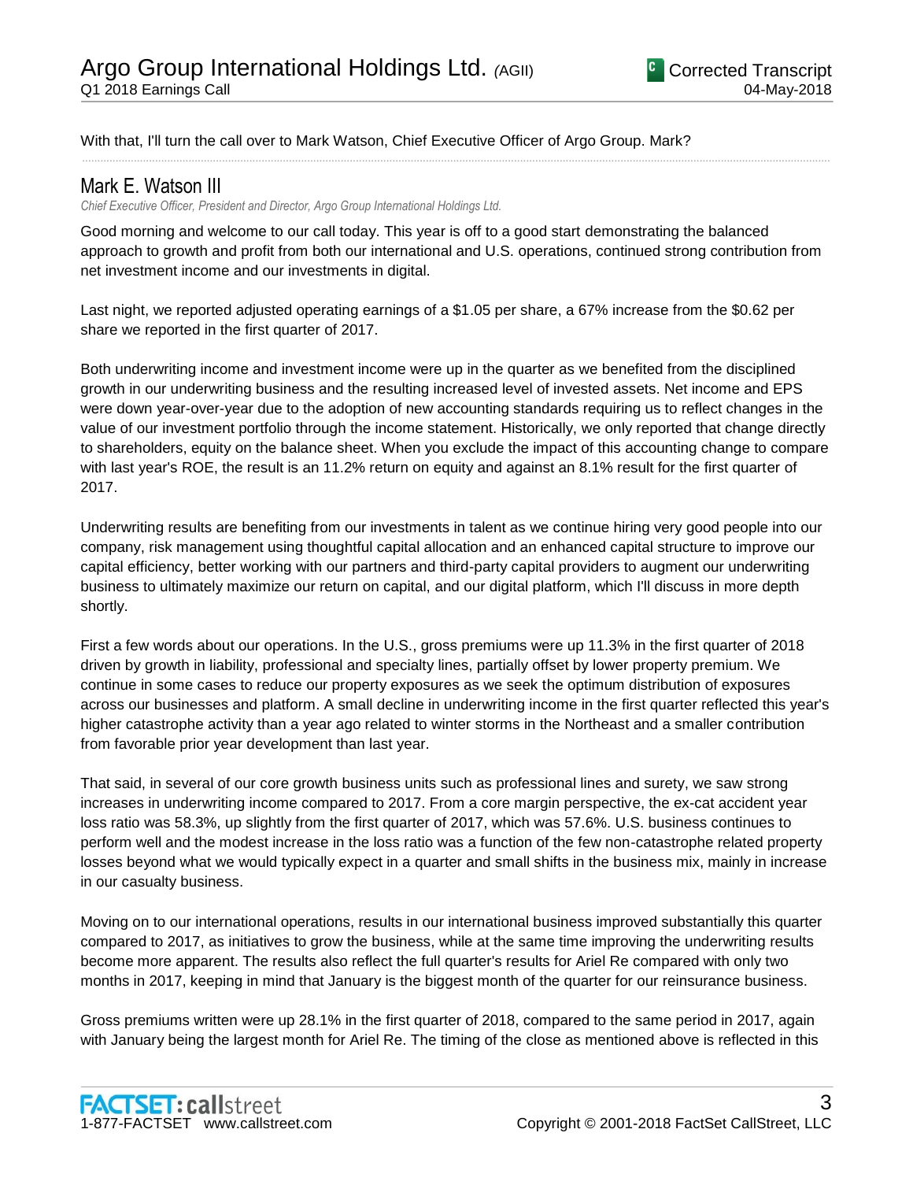With that, I'll turn the call over to Mark Watson, Chief Executive Officer of Argo Group. Mark?

## Mark E. Watson III

*Chief Executive Officer, President and Director, Argo Group International Holdings Ltd.*

Good morning and welcome to our call today. This year is off to a good start demonstrating the balanced approach to growth and profit from both our international and U.S. operations, continued strong contribution from net investment income and our investments in digital.

Last night, we reported adjusted operating earnings of a $1.05 per share, a 67% increase from the $0.62 per share we reported in the first quarter of 2017.

Both underwriting income and investment income were up in the quarter as we benefited from the disciplined growth in our underwriting business and the resulting increased level of invested assets. Net income and EPS were down year-over-year due to the adoption of new accounting standards requiring us to reflect changes in the value of our investment portfolio through the income statement. Historically, we only reported that change directly to shareholders, equity on the balance sheet. When you exclude the impact of this accounting change to compare with last year's ROE, the result is an 11.2% return on equity and against an 8.1% result for the first quarter of 2017.

Underwriting results are benefiting from our investments in talent as we continue hiring very good people into our company, risk management using thoughtful capital allocation and an enhanced capital structure to improve our capital efficiency, better working with our partners and third-party capital providers to augment our underwriting business to ultimately maximize our return on capital, and our digital platform, which I'll discuss in more depth shortly.

First a few words about our operations. In the U.S., gross premiums were up 11.3% in the first quarter of 2018 driven by growth in liability, professional and specialty lines, partially offset by lower property premium. We continue in some cases to reduce our property exposures as we seek the optimum distribution of exposures across our businesses and platform. A small decline in underwriting income in the first quarter reflected this year's higher catastrophe activity than a year ago related to winter storms in the Northeast and a smaller contribution from favorable prior year development than last year.

That said, in several of our core growth business units such as professional lines and surety, we saw strong increases in underwriting income compared to 2017. From a core margin perspective, the ex-cat accident year loss ratio was 58.3%, up slightly from the first quarter of 2017, which was 57.6%. U.S. business continues to perform well and the modest increase in the loss ratio was a function of the few non-catastrophe related property losses beyond what we would typically expect in a quarter and small shifts in the business mix, mainly in increase in our casualty business.

Moving on to our international operations, results in our international business improved substantially this quarter compared to 2017, as initiatives to grow the business, while at the same time improving the underwriting results become more apparent. The results also reflect the full quarter's results for Ariel Re compared with only two months in 2017, keeping in mind that January is the biggest month of the quarter for our reinsurance business.

Gross premiums written were up 28.1% in the first quarter of 2018, compared to the same period in 2017, again with January being the largest month for Ariel Re. The timing of the close as mentioned above is reflected in this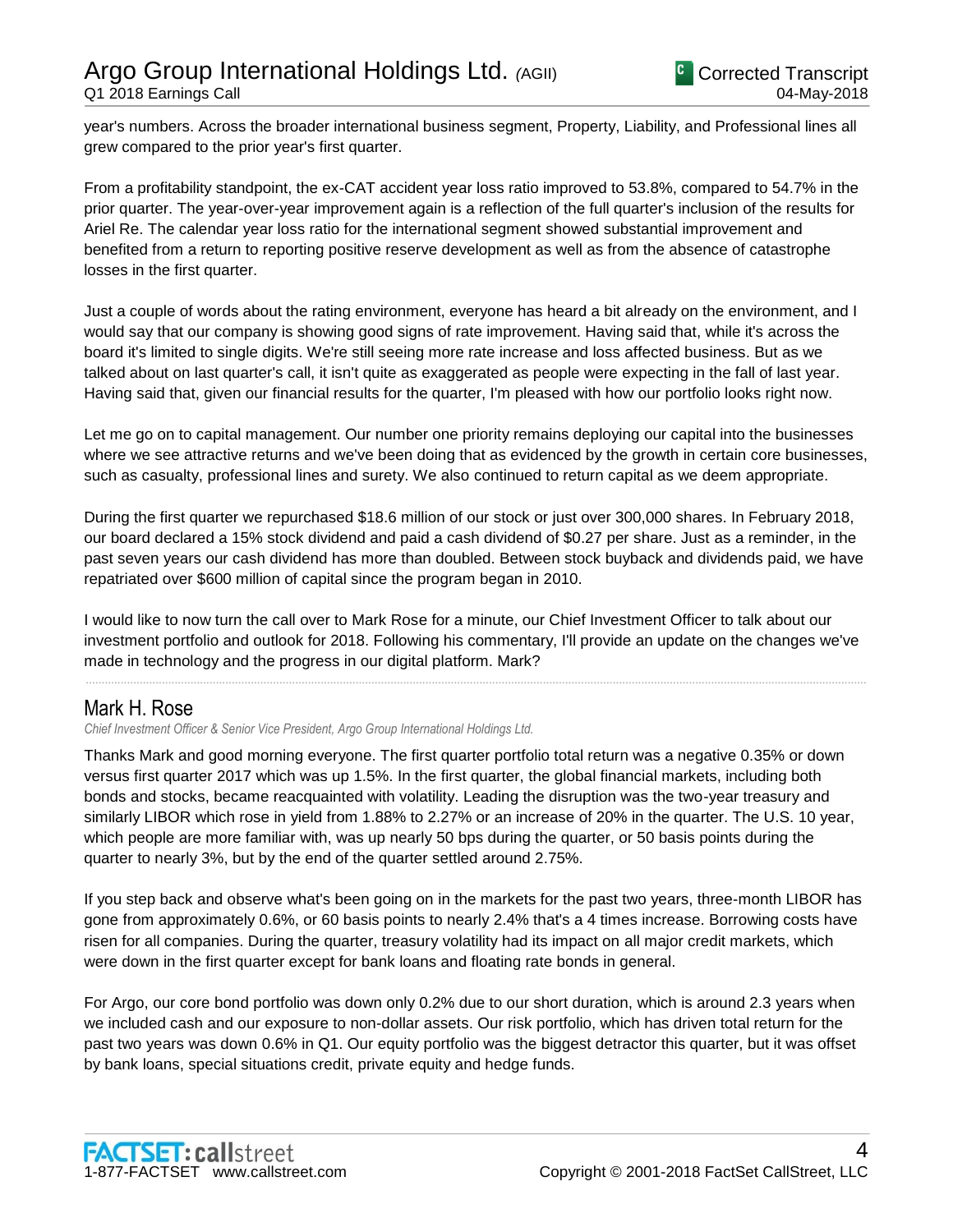year's numbers. Across the broader international business segment, Property, Liability, and Professional lines all grew compared to the prior year's first quarter.

From a profitability standpoint, the ex-CAT accident year loss ratio improved to 53.8%, compared to 54.7% in the prior quarter. The year-over-year improvement again is a reflection of the full quarter's inclusion of the results for Ariel Re. The calendar year loss ratio for the international segment showed substantial improvement and benefited from a return to reporting positive reserve development as well as from the absence of catastrophe losses in the first quarter.

Just a couple of words about the rating environment, everyone has heard a bit already on the environment, and I would say that our company is showing good signs of rate improvement. Having said that, while it's across the board it's limited to single digits. We're still seeing more rate increase and loss affected business. But as we talked about on last quarter's call, it isn't quite as exaggerated as people were expecting in the fall of last year. Having said that, given our financial results for the quarter, I'm pleased with how our portfolio looks right now.

Let me go on to capital management. Our number one priority remains deploying our capital into the businesses where we see attractive returns and we've been doing that as evidenced by the growth in certain core businesses, such as casualty, professional lines and surety. We also continued to return capital as we deem appropriate.

During the first quarter we repurchased $18.6 million of our stock or just over 300,000 shares. In February 2018, our board declared a 15% stock dividend and paid a cash dividend of $0.27 per share. Just as a reminder, in the past seven years our cash dividend has more than doubled. Between stock buyback and dividends paid, we have repatriated over $600 million of capital since the program began in 2010.

I would like to now turn the call over to Mark Rose for a minute, our Chief Investment Officer to talk about our investment portfolio and outlook for 2018. Following his commentary, I'll provide an update on the changes we've made in technology and the progress in our digital platform. Mark?

## Mark H. Rose

*Chief Investment Officer & Senior Vice President, Argo Group International Holdings Ltd.*

Thanks Mark and good morning everyone. The first quarter portfolio total return was a negative 0.35% or down versus first quarter 2017 which was up 1.5%. In the first quarter, the global financial markets, including both bonds and stocks, became reacquainted with volatility. Leading the disruption was the two-year treasury and similarly LIBOR which rose in yield from 1.88% to 2.27% or an increase of 20% in the quarter. The U.S. 10 year, which people are more familiar with, was up nearly 50 bps during the quarter, or 50 basis points during the quarter to nearly 3%, but by the end of the quarter settled around 2.75%.

If you step back and observe what's been going on in the markets for the past two years, three-month LIBOR has gone from approximately 0.6%, or 60 basis points to nearly 2.4% that's a 4 times increase. Borrowing costs have risen for all companies. During the quarter, treasury volatility had its impact on all major credit markets, which were down in the first quarter except for bank loans and floating rate bonds in general.

For Argo, our core bond portfolio was down only 0.2% due to our short duration, which is around 2.3 years when we included cash and our exposure to non-dollar assets. Our risk portfolio, which has driven total return for the past two years was down 0.6% in Q1. Our equity portfolio was the biggest detractor this quarter, but it was offset by bank loans, special situations credit, private equity and hedge funds.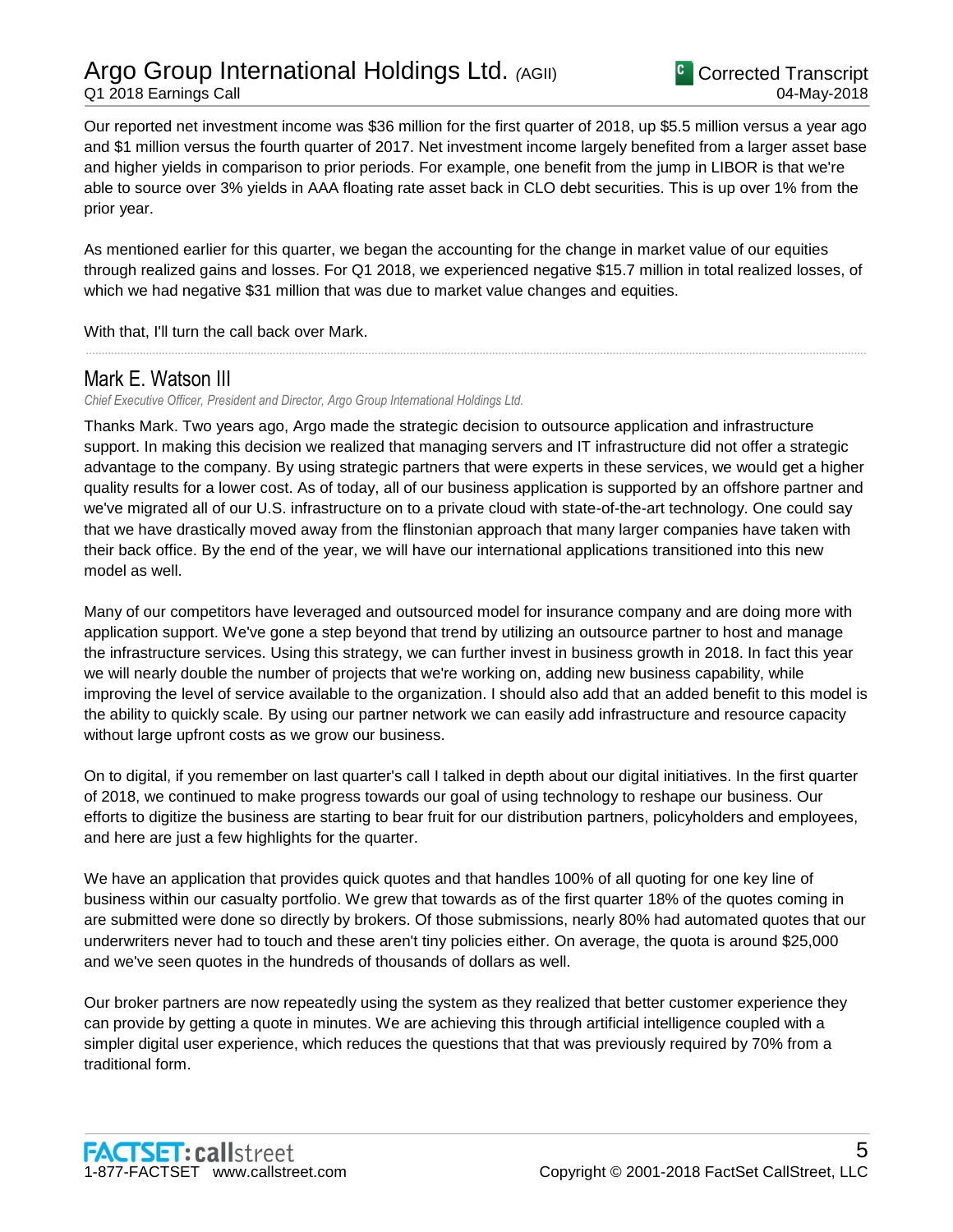Our reported net investment income was $36 million for the first quarter of 2018, up $5.5 million versus a year ago and $1 million versus the fourth quarter of 2017. Net investment income largely benefited from a larger asset base and higher yields in comparison to prior periods. For example, one benefit from the jump in LIBOR is that we're able to source over 3% yields in AAA floating rate asset back in CLO debt securities. This is up over 1% from the prior year.

As mentioned earlier for this quarter, we began the accounting for the change in market value of our equities through realized gains and losses. For Q1 2018, we experienced negative $15.7 million in total realized losses, of which we had negative $31 million that was due to market value changes and equities.

With that, I'll turn the call back over Mark.

## Mark E. Watson III

*Chief Executive Officer, President and Director, Argo Group International Holdings Ltd.*

Thanks Mark. Two years ago, Argo made the strategic decision to outsource application and infrastructure support. In making this decision we realized that managing servers and IT infrastructure did not offer a strategic advantage to the company. By using strategic partners that were experts in these services, we would get a higher quality results for a lower cost. As of today, all of our business application is supported by an offshore partner and we've migrated all of our U.S. infrastructure on to a private cloud with state-of-the-art technology. One could say that we have drastically moved away from the flintstonian approach that many larger companies have taken with their back office. By the end of the year, we will have our international applications transitioned into this new model as well.

Many of our competitors have leveraged and outsourced model for insurance company and are doing more with application support. We've gone a step beyond that trend by utilizing an outsource partner to host and manage the infrastructure services. Using this strategy, we can further invest in business growth in 2018. In fact this year we will nearly double the number of projects that we're working on, adding new business capability, while improving the level of service available to the organization. I should also add that an added benefit to this model is the ability to quickly scale. By using our partner network we can easily add infrastructure and resource capacity without large upfront costs as we grow our business.

On to digital, if you remember on last quarter's call I talked in depth about our digital initiatives. In the first quarter of 2018, we continued to make progress towards our goal of using technology to reshape our business. Our efforts to digitize the business are starting to bear fruit for our distribution partners, policyholders and employees, and here are just a few highlights for the quarter.

We have an application that provides quick quotes and that handles 100% of all quoting for one key line of business within our casualty portfolio. We grew that towards as of the first quarter 18% of the quotes coming in are submitted were done so directly by brokers. Of those submissions, nearly 80% had automated quotes that our underwriters never had to touch and these aren't tiny policies either. On average, the quota is around $25,000 and we've seen quotes in the hundreds of thousands of dollars as well.

Our broker partners are now repeatedly using the system as they realized that better customer experience they can provide by getting a quote in minutes. We are achieving this through artificial intelligence coupled with a simpler digital user experience, which reduces the questions that that was previously required by 70% from a traditional form.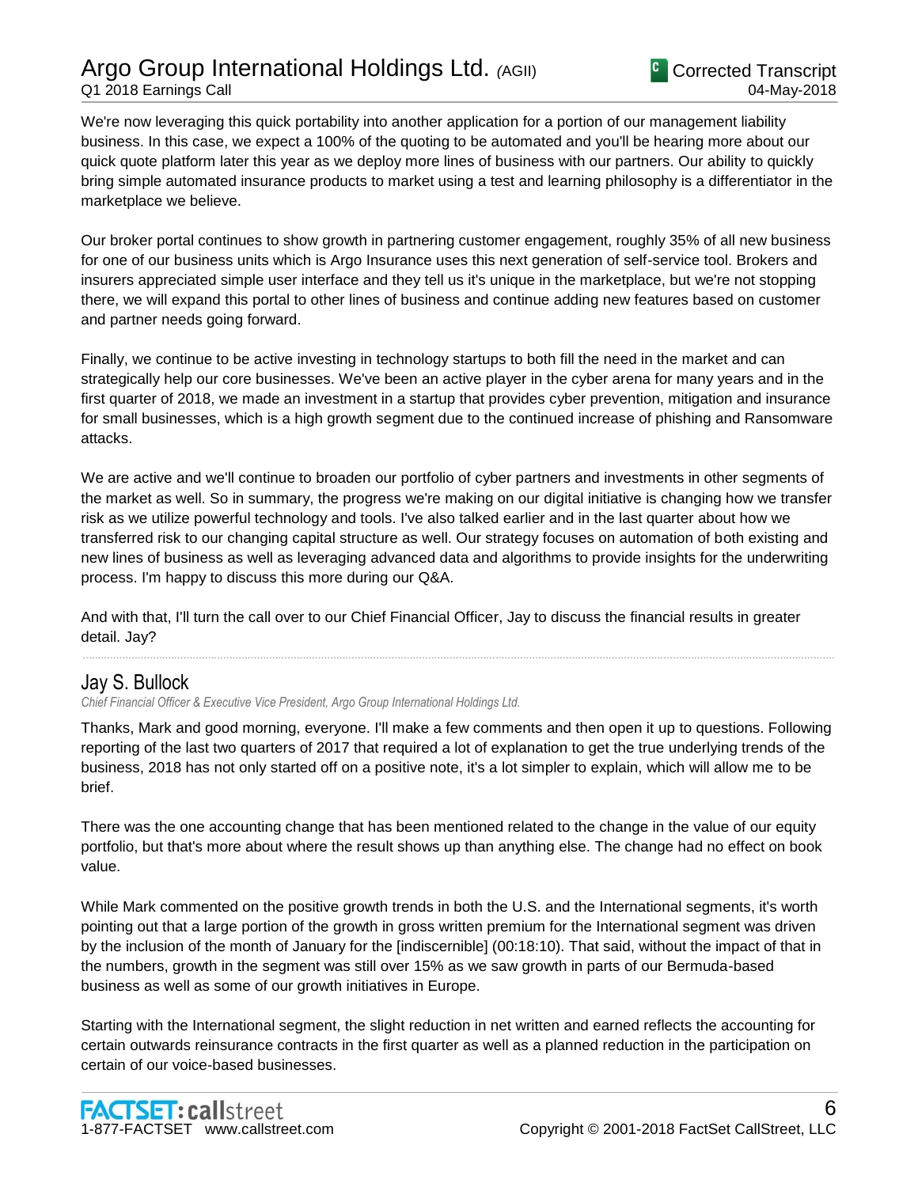We're now leveraging this quick portability into another application for a portion of our management liability business. In this case, we expect a 100% of the quoting to be automated and you'll be hearing more about our quick quote platform later this year as we deploy more lines of business with our partners. Our ability to quickly bring simple automated insurance products to market using a test and learning philosophy is a differentiator in the marketplace we believe.

Our broker portal continues to show growth in partnering customer engagement, roughly 35% of all new business for one of our business units which is Argo Insurance uses this next generation of self-service tool. Brokers and insurers appreciated simple user interface and they tell us it's unique in the marketplace, but we're not stopping there, we will expand this portal to other lines of business and continue adding new features based on customer and partner needs going forward.

Finally, we continue to be active investing in technology startups to both fill the need in the market and can strategically help our core businesses. We've been an active player in the cyber arena for many years and in the first quarter of 2018, we made an investment in a startup that provides cyber prevention, mitigation and insurance for small businesses, which is a high growth segment due to the continued increase of phishing and Ransomware attacks.

We are active and we'll continue to broaden our portfolio of cyber partners and investments in other segments of the market as well. So in summary, the progress we're making on our digital initiative is changing how we transfer risk as we utilize powerful technology and tools. I've also talked earlier and in the last quarter about how we transferred risk to our changing capital structure as well. Our strategy focuses on automation of both existing and new lines of business as well as leveraging advanced data and algorithms to provide insights for the underwriting process. I'm happy to discuss this more during our Q&A.

And with that, I'll turn the call over to our Chief Financial Officer, Jay to discuss the financial results in greater detail. Jay?

## Jay S. Bullock

*Chief Financial Officer & Executive Vice President, Argo Group International Holdings Ltd.*

Thanks, Mark and good morning, everyone. I'll make a few comments and then open it up to questions. Following reporting of the last two quarters of 2017 that required a lot of explanation to get the true underlying trends of the business, 2018 has not only started off on a positive note, it's a lot simpler to explain, which will allow me to be brief.

There was the one accounting change that has been mentioned related to the change in the value of our equity portfolio, but that's more about where the result shows up than anything else. The change had no effect on book value.

While Mark commented on the positive growth trends in both the U.S. and the International segments, it's worth pointing out that a large portion of the growth in gross written premium for the International segment was driven by the inclusion of the month of January for the [indiscernible] (00:18:10). That said, without the impact of that in the numbers, growth in the segment was still over 15% as we saw growth in parts of our Bermuda-based business as well as some of our growth initiatives in Europe.

Starting with the International segment, the slight reduction in net written and earned reflects the accounting for certain outwards reinsurance contracts in the first quarter as well as a planned reduction in the participation on certain of our voice-based businesses.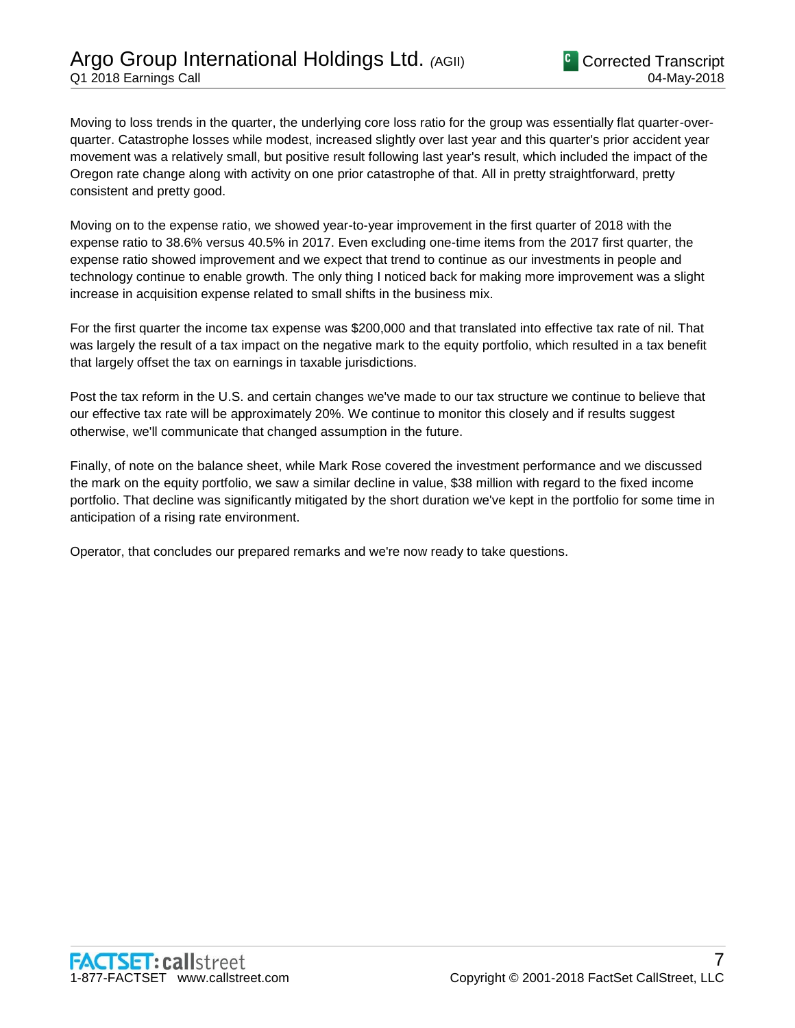Moving to loss trends in the quarter, the underlying core loss ratio for the group was essentially flat quarter-over-quarter. Catastrophe losses while modest, increased slightly over last year and this quarter's prior accident year movement was a relatively small, but positive result following last year's result, which included the impact of the Oregon rate change along with activity on one prior catastrophe of that. All in pretty straightforward, pretty consistent and pretty good.

Moving on to the expense ratio, we showed year-to-year improvement in the first quarter of 2018 with the expense ratio to 38.6% versus 40.5% in 2017. Even excluding one-time items from the 2017 first quarter, the expense ratio showed improvement and we expect that trend to continue as our investments in people and technology continue to enable growth. The only thing I noticed back for making more improvement was a slight increase in acquisition expense related to small shifts in the business mix.

For the first quarter the income tax expense was $200,000 and that translated into effective tax rate of nil. That was largely the result of a tax impact on the negative mark to the equity portfolio, which resulted in a tax benefit that largely offset the tax on earnings in taxable jurisdictions.

Post the tax reform in the U.S. and certain changes we've made to our tax structure we continue to believe that our effective tax rate will be approximately 20%. We continue to monitor this closely and if results suggest otherwise, we'll communicate that changed assumption in the future.

Finally, of note on the balance sheet, while Mark Rose covered the investment performance and we discussed the mark on the equity portfolio, we saw a similar decline in value, $38 million with regard to the fixed income portfolio. That decline was significantly mitigated by the short duration we've kept in the portfolio for some time in anticipation of a rising rate environment.

Operator, that concludes our prepared remarks and we're now ready to take questions.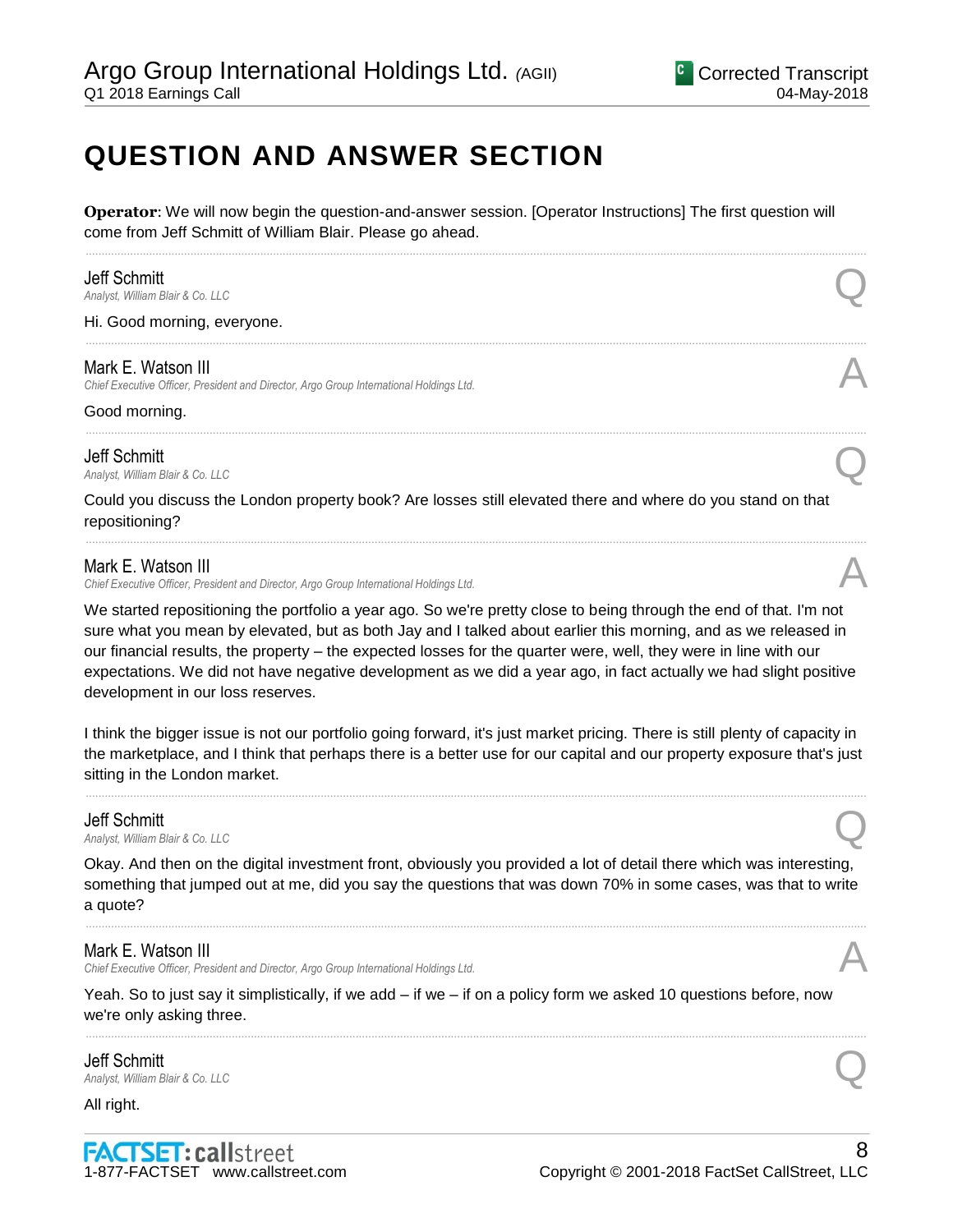# QUESTION AND ANSWER SECTION

**Operator**: We will now begin the question-and-answer session. [Operator Instructions] The first question will come from Jeff Schmitt of William Blair. Please go ahead.

---

**Jeff Schmitt**
*Analyst, William Blair & Co. LLC* **Q**

Hi. Good morning, everyone.

---

**Mark E. Watson III**
*Chief Executive Officer, President and Director, Argo Group International Holdings Ltd.* **A**

Good morning.

---

**Jeff Schmitt**
*Analyst, William Blair & Co. LLC* **Q**

Could you discuss the London property book? Are losses still elevated there and where do you stand on that repositioning?

---

**Mark E. Watson III**
*Chief Executive Officer, President and Director, Argo Group International Holdings Ltd.* **A**

We started repositioning the portfolio a year ago. So we're pretty close to being through the end of that. I'm not sure what you mean by elevated, but as both Jay and I talked about earlier this morning, and as we released in our financial results, the property – the expected losses for the quarter were, well, they were in line with our expectations. We did not have negative development as we did a year ago, in fact actually we had slight positive development in our loss reserves.

I think the bigger issue is not our portfolio going forward, it's just market pricing. There is still plenty of capacity in the marketplace, and I think that perhaps there is a better use for our capital and our property exposure that's just sitting in the London market.

---

**Jeff Schmitt**
*Analyst, William Blair & Co. LLC* **Q**

Okay. And then on the digital investment front, obviously you provided a lot of detail there which was interesting, something that jumped out at me, did you say the questions that was down 70% in some cases, was that to write a quote?

---

**Mark E. Watson III**
*Chief Executive Officer, President and Director, Argo Group International Holdings Ltd.* **A**

Yeah. So to just say it simplistically, if we add – if we – if on a policy form we asked 10 questions before, now we're only asking three.

---

**Jeff Schmitt**
*Analyst, William Blair & Co. LLC* **Q**

All right.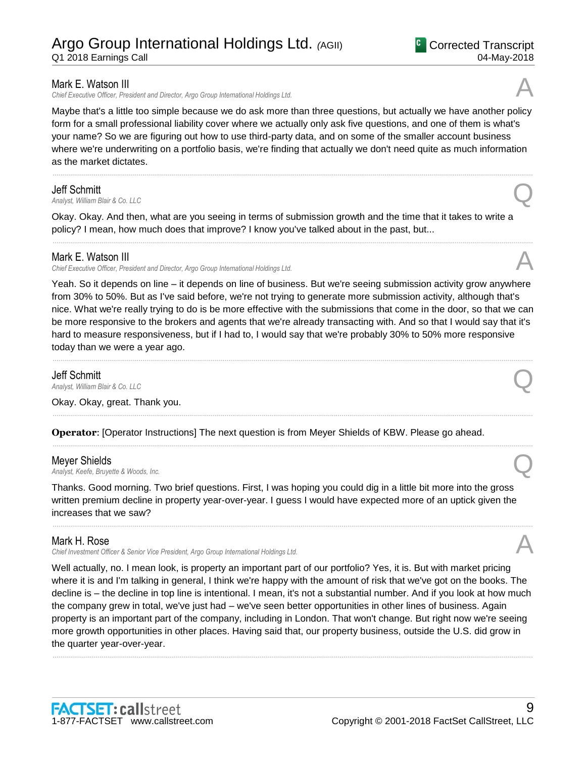Mark E. Watson III
*Chief Executive Officer, President and Director, Argo Group International Holdings Ltd.*

A

Maybe that's a little too simple because we do ask more than three questions, but actually we have another policy form for a small professional liability cover where we actually only ask five questions, and one of them is what's your name? So we are figuring out how to use third-party data, and on some of the smaller account business where we're underwriting on a portfolio basis, we're finding that actually we don't need quite as much information as the market dictates.

---

Jeff Schmitt
*Analyst, William Blair & Co. LLC*

Q

Okay. Okay. And then, what are you seeing in terms of submission growth and the time that it takes to write a policy? I mean, how much does that improve? I know you've talked about in the past, but...

---

Mark E. Watson III
*Chief Executive Officer, President and Director, Argo Group International Holdings Ltd.*

A

Yeah. So it depends on line – it depends on line of business. But we're seeing submission activity grow anywhere from 30% to 50%. But as I've said before, we're not trying to generate more submission activity, although that's nice. What we're really trying to do is be more effective with the submissions that come in the door, so that we can be more responsive to the brokers and agents that we're already transacting with. And so that I would say that it's hard to measure responsiveness, but if I had to, I would say that we're probably 30% to 50% more responsive today than we were a year ago.

---

Jeff Schmitt
*Analyst, William Blair & Co. LLC*

Q

Okay. Okay, great. Thank you.

---

**Operator**: [Operator Instructions] The next question is from Meyer Shields of KBW. Please go ahead.

---

Meyer Shields
*Analyst, Keefe, Bruyette & Woods, Inc.*

Q

Thanks. Good morning. Two brief questions. First, I was hoping you could dig in a little bit more into the gross written premium decline in property year-over-year. I guess I would have expected more of an uptick given the increases that we saw?

---

Mark H. Rose
*Chief Investment Officer & Senior Vice President, Argo Group International Holdings Ltd.*

A

Well actually, no. I mean look, is property an important part of our portfolio? Yes, it is. But with market pricing where it is and I'm talking in general, I think we're happy with the amount of risk that we've got on the books. The decline is – the decline in top line is intentional. I mean, it's not a substantial number. And if you look at how much the company grew in total, we've just had – we've seen better opportunities in other lines of business. Again property is an important part of the company, including in London. That won't change. But right now we're seeing more growth opportunities in other places. Having said that, our property business, outside the U.S. did grow in the quarter year-over-year.

---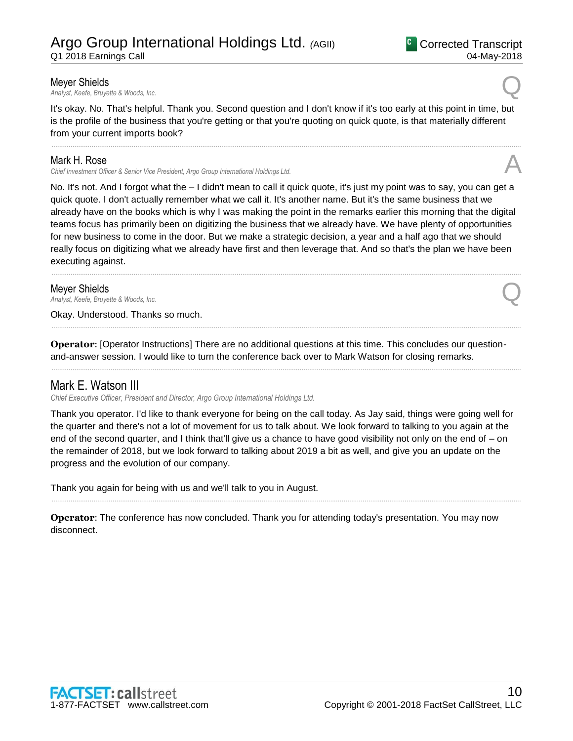**Meyer Shields**
*Analyst, Keefe, Bruyette & Woods, Inc.*

Q

It's okay. No. That's helpful. Thank you. Second question and I don't know if it's too early at this point in time, but is the profile of the business that you're getting or that you're quoting on quick quote, is that materially different from your current imports book?

---

**Mark H. Rose**
*Chief Investment Officer & Senior Vice President, Argo Group International Holdings Ltd.*

A

No. It's not. And I forgot what the – I didn't mean to call it quick quote, it's just my point was to say, you can get a quick quote. I don't actually remember what we call it. It's another name. But it's the same business that we already have on the books which is why I was making the point in the remarks earlier this morning that the digital teams focus has primarily been on digitizing the business that we already have. We have plenty of opportunities for new business to come in the door. But we make a strategic decision, a year and a half ago that we should really focus on digitizing what we already have first and then leverage that. And so that's the plan we have been executing against.

---

**Meyer Shields**
*Analyst, Keefe, Bruyette & Woods, Inc.*

Q

Okay. Understood. Thanks so much.

---

**Operator**: [Operator Instructions] There are no additional questions at this time. This concludes our question-and-answer session. I would like to turn the conference back over to Mark Watson for closing remarks.

---

## Mark E. Watson III
*Chief Executive Officer, President and Director, Argo Group International Holdings Ltd.*

Thank you operator. I'd like to thank everyone for being on the call today. As Jay said, things were going well for the quarter and there's not a lot of movement for us to talk about. We look forward to talking to you again at the end of the second quarter, and I think that'll give us a chance to have good visibility not only on the end of – on the remainder of 2018, but we look forward to talking about 2019 a bit as well, and give you an update on the progress and the evolution of our company.

Thank you again for being with us and we'll talk to you in August.

---

**Operator**: The conference has now concluded. Thank you for attending today's presentation. You may now disconnect.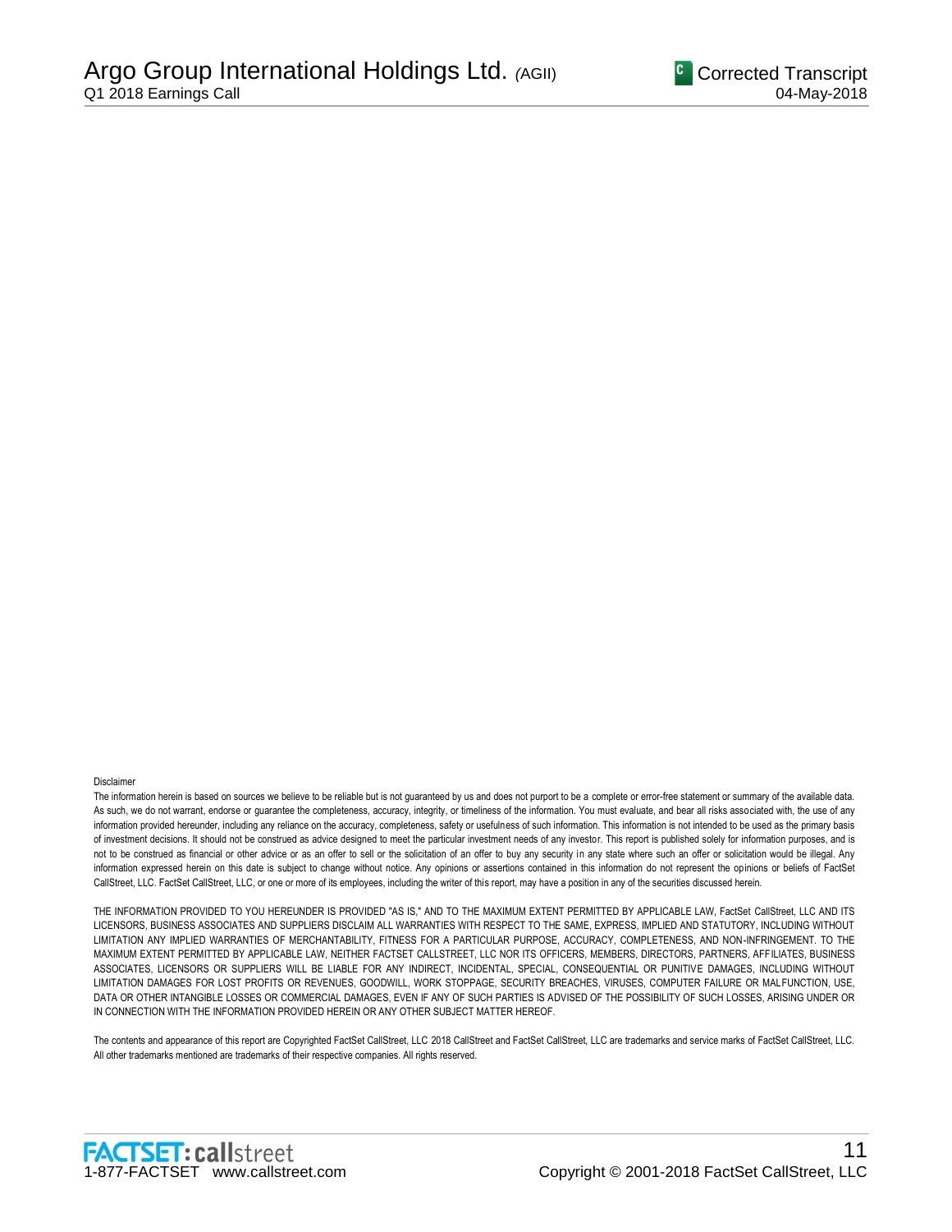Disclaimer

The information herein is based on sources we believe to be reliable but is not guaranteed by us and does not purport to be a complete or error-free statement or summary of the available data. As such, we do not warrant, endorse or guarantee the completeness, accuracy, integrity, or timeliness of the information. You must evaluate, and bear all risks associated with, the use of any information provided hereunder, including any reliance on the accuracy, completeness, safety or usefulness of such information. This information is not intended to be used as the primary basis of investment decisions. It should not be construed as advice designed to meet the particular investment needs of any investor. This report is published solely for information purposes, and is not to be construed as financial or other advice or as an offer to sell or the solicitation of an offer to buy any security in any state where such an offer or solicitation would be illegal. Any information expressed herein on this date is subject to change without notice. Any opinions or assertions contained in this information do not represent the opinions or beliefs of FactSet CallStreet, LLC. FactSet CallStreet, LLC, or one or more of its employees, including the writer of this report, may have a position in any of the securities discussed herein.

THE INFORMATION PROVIDED TO YOU HEREUNDER IS PROVIDED "AS IS," AND TO THE MAXIMUM EXTENT PERMITTED BY APPLICABLE LAW, FactSet CallStreet, LLC AND ITS LICENSORS, BUSINESS ASSOCIATES AND SUPPLIERS DISCLAIM ALL WARRANTIES WITH RESPECT TO THE SAME, EXPRESS, IMPLIED AND STATUTORY, INCLUDING WITHOUT LIMITATION ANY IMPLIED WARRANTIES OF MERCHANTABILITY, FITNESS FOR A PARTICULAR PURPOSE, ACCURACY, COMPLETENESS, AND NON-INFRINGEMENT. TO THE MAXIMUM EXTENT PERMITTED BY APPLICABLE LAW, NEITHER FACTSET CALLSTREET, LLC NOR ITS OFFICERS, MEMBERS, DIRECTORS, PARTNERS, AFFILIATES, BUSINESS ASSOCIATES, LICENSORS OR SUPPLIERS WILL BE LIABLE FOR ANY INDIRECT, INCIDENTAL, SPECIAL, CONSEQUENTIAL OR PUNITIVE DAMAGES, INCLUDING WITHOUT LIMITATION DAMAGES FOR LOST PROFITS OR REVENUES, GOODWILL, WORK STOPPAGE, SECURITY BREACHES, VIRUSES, COMPUTER FAILURE OR MALFUNCTION, USE, DATA OR OTHER INTANGIBLE LOSSES OR COMMERCIAL DAMAGES, EVEN IF ANY OF SUCH PARTIES IS ADVISED OF THE POSSIBILITY OF SUCH LOSSES, ARISING UNDER OR IN CONNECTION WITH THE INFORMATION PROVIDED HEREIN OR ANY OTHER SUBJECT MATTER HEREOF.

The contents and appearance of this report are Copyrighted FactSet CallStreet, LLC 2018 CallStreet and FactSet CallStreet, LLC are trademarks and service marks of FactSet CallStreet, LLC. All other trademarks mentioned are trademarks of their respective companies. All rights reserved.